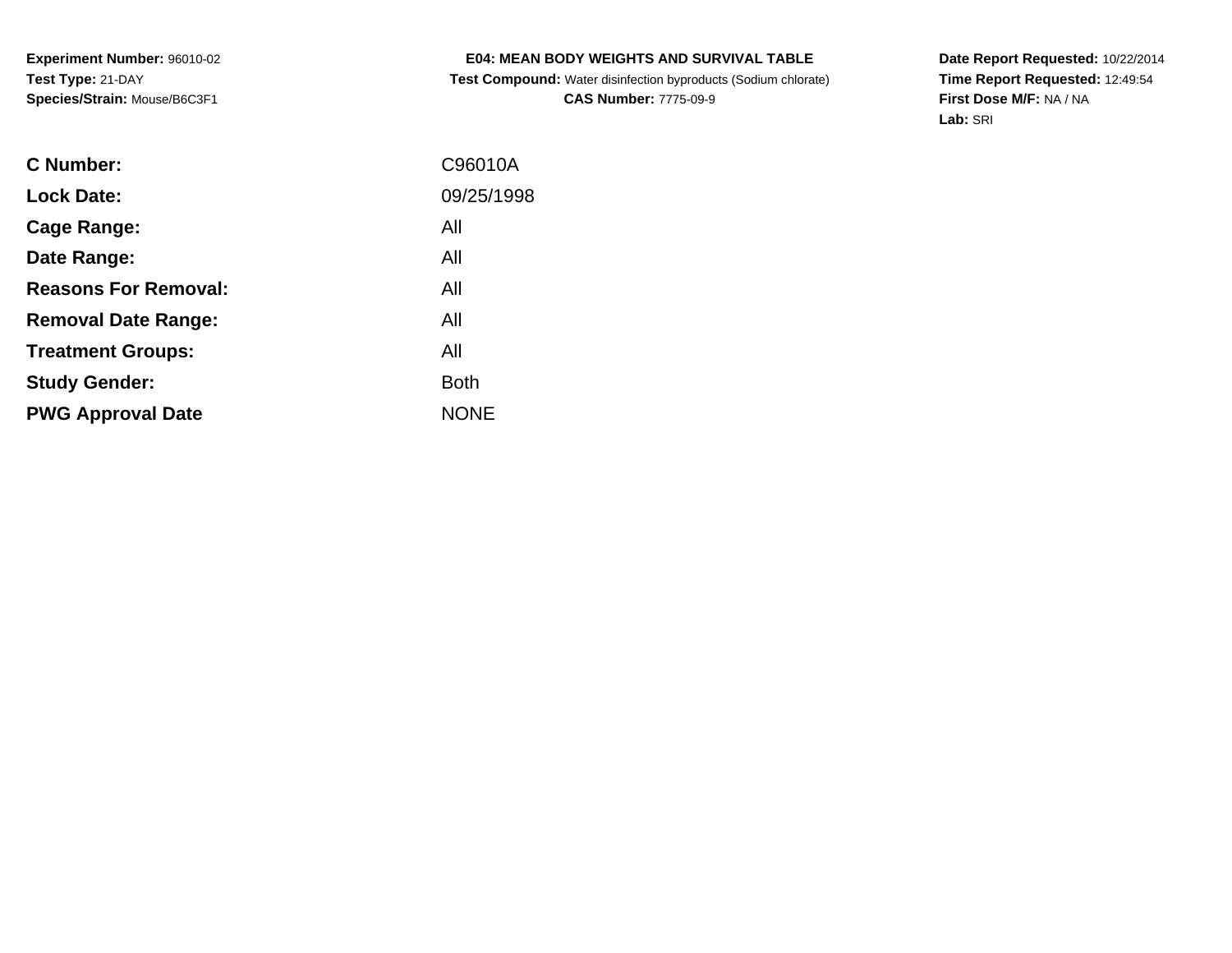**Experiment Number:** 96010-02
**Test Type:** 21-DAY
**Species/Strain:** Mouse/B6C3F1

**E04: MEAN BODY WEIGHTS AND SURVIVAL TABLE**
**Test Compound:** Water disinfection byproducts (Sodium chlorate)
**CAS Number:** 7775-09-9

**Date Report Requested:** 10/22/2014
**Time Report Requested:** 12:49:54
**First Dose M/F:** NA / NA
**Lab:** SRI

| | |
|---|---|
| **C Number:** | C96010A |
| **Lock Date:** | 09/25/1998 |
| **Cage Range:** | All |
| **Date Range:** | All |
| **Reasons For Removal:** | All |
| **Removal Date Range:** | All |
| **Treatment Groups:** | All |
| **Study Gender:** | Both |
| **PWG Approval Date** | NONE |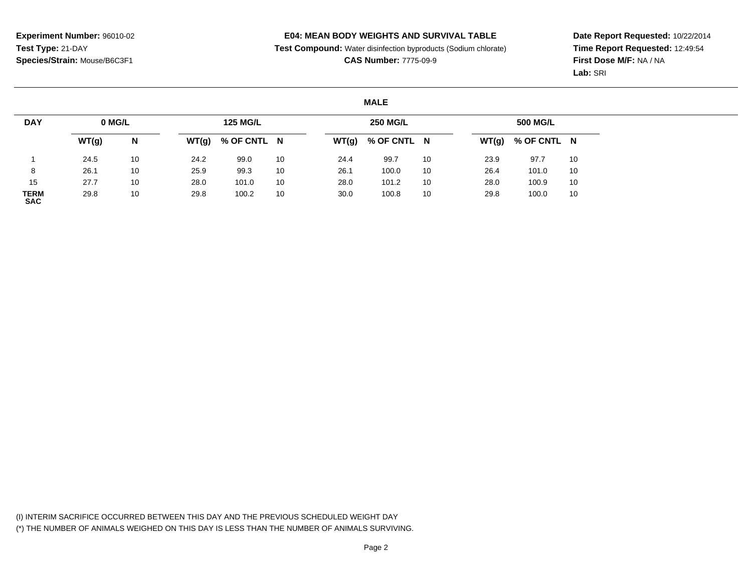**Experiment Number:** 96010-02
**Test Type:** 21-DAY
**Species/Strain:** Mouse/B6C3F1

**E04: MEAN BODY WEIGHTS AND SURVIVAL TABLE**
**Test Compound:** Water disinfection byproducts (Sodium chlorate)
**CAS Number:** 7775-09-9

**Date Report Requested:** 10/22/2014
**Time Report Requested:** 12:49:54
**First Dose M/F:** NA / NA
**Lab:** SRI

**MALE**

| DAY | 0 MG/L | | 125 MG/L | | | 250 MG/L | | | 500 MG/L | | |
|---|---|---|---|---|---|---|---|---|---|---|---|
| | WT(g) | N | WT(g) | % OF CNTL | N | WT(g) | % OF CNTL | N | WT(g) | % OF CNTL | N |
| 1 | 24.5 | 10 | 24.2 | 99.0 | 10 | 24.4 | 99.7 | 10 | 23.9 | 97.7 | 10 |
| 8 | 26.1 | 10 | 25.9 | 99.3 | 10 | 26.1 | 100.0 | 10 | 26.4 | 101.0 | 10 |
| 15 | 27.7 | 10 | 28.0 | 101.0 | 10 | 28.0 | 101.2 | 10 | 28.0 | 100.9 | 10 |
| TERM SAC | 29.8 | 10 | 29.8 | 100.2 | 10 | 30.0 | 100.8 | 10 | 29.8 | 100.0 | 10 |

(I) INTERIM SACRIFICE OCCURRED BETWEEN THIS DAY AND THE PREVIOUS SCHEDULED WEIGHT DAY
(*) THE NUMBER OF ANIMALS WEIGHED ON THIS DAY IS LESS THAN THE NUMBER OF ANIMALS SURVIVING.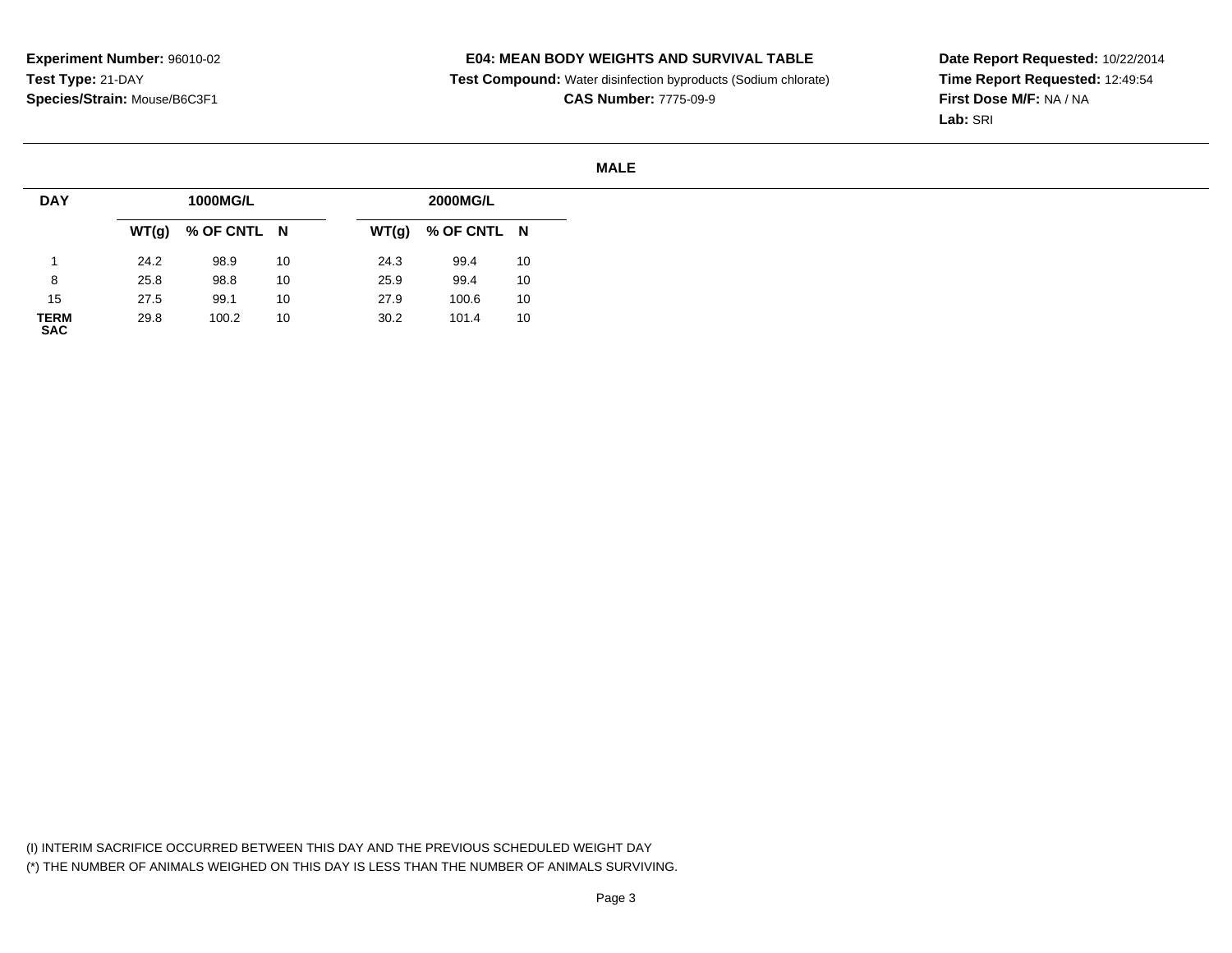**Experiment Number:** 96010-02
**Test Type:** 21-DAY
**Species/Strain:** Mouse/B6C3F1

**E04: MEAN BODY WEIGHTS AND SURVIVAL TABLE**
**Test Compound:** Water disinfection byproducts (Sodium chlorate)
**CAS Number:** 7775-09-9

**Date Report Requested:** 10/22/2014
**Time Report Requested:** 12:49:54
**First Dose M/F:** NA / NA
**Lab:** SRI

**MALE**

| DAY | 1000MG/L | | | 2000MG/L | | |
|---|---|---|---|---|---|---|
| | WT(g) | % OF CNTL | N | WT(g) | % OF CNTL | N |
| 1 | 24.2 | 98.9 | 10 | 24.3 | 99.4 | 10 |
| 8 | 25.8 | 98.8 | 10 | 25.9 | 99.4 | 10 |
| 15 | 27.5 | 99.1 | 10 | 27.9 | 100.6 | 10 |
| TERM SAC | 29.8 | 100.2 | 10 | 30.2 | 101.4 | 10 |

(I) INTERIM SACRIFICE OCCURRED BETWEEN THIS DAY AND THE PREVIOUS SCHEDULED WEIGHT DAY
(*) THE NUMBER OF ANIMALS WEIGHED ON THIS DAY IS LESS THAN THE NUMBER OF ANIMALS SURVIVING.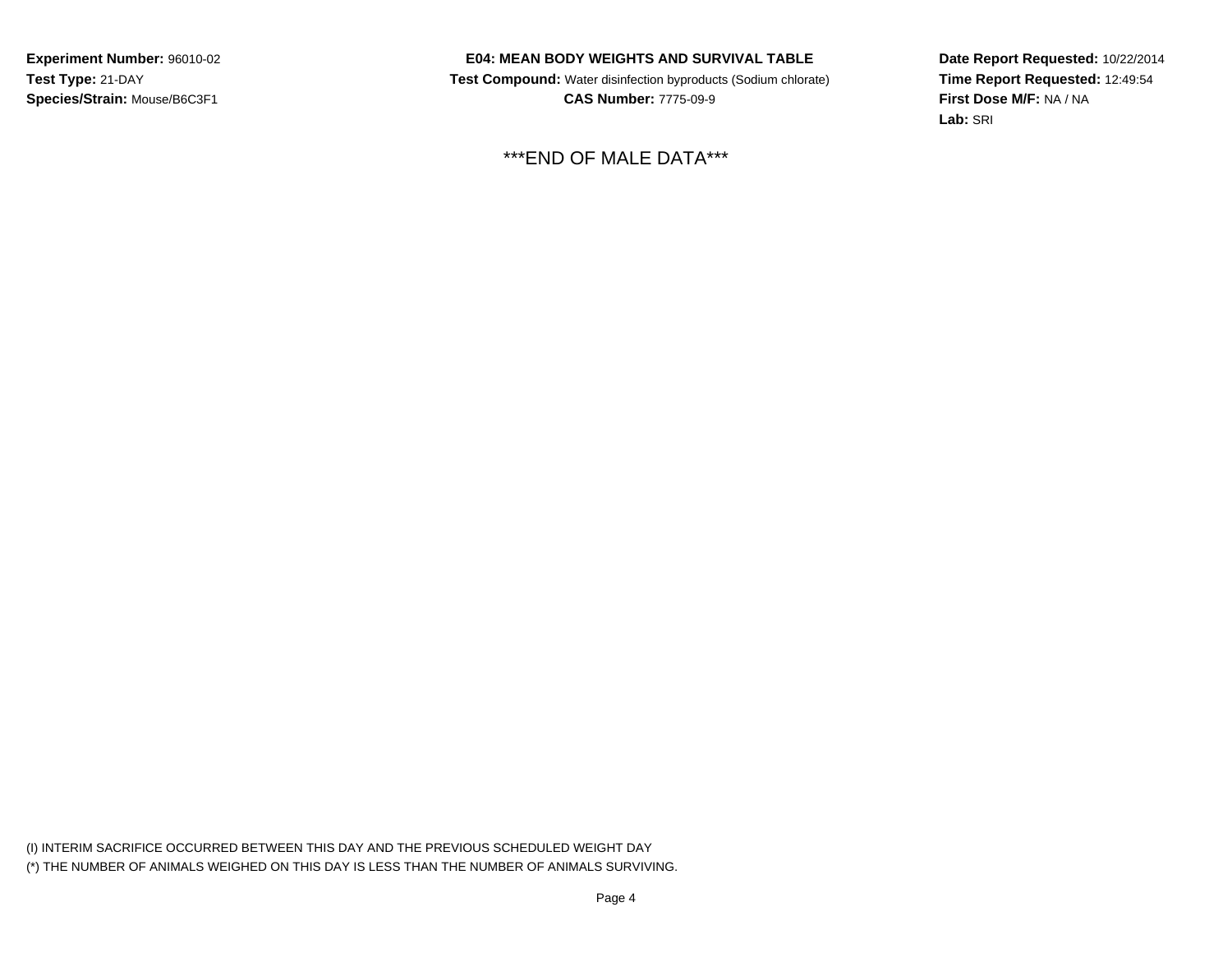**Experiment Number:** 96010-02
**Test Type:** 21-DAY
**Species/Strain:** Mouse/B6C3F1

**E04: MEAN BODY WEIGHTS AND SURVIVAL TABLE**
**Test Compound:** Water disinfection byproducts (Sodium chlorate)
**CAS Number:** 7775-09-9

**Date Report Requested:** 10/22/2014
**Time Report Requested:** 12:49:54
**First Dose M/F:** NA / NA
**Lab:** SRI

***END OF MALE DATA***

(I) INTERIM SACRIFICE OCCURRED BETWEEN THIS DAY AND THE PREVIOUS SCHEDULED WEIGHT DAY
(*) THE NUMBER OF ANIMALS WEIGHED ON THIS DAY IS LESS THAN THE NUMBER OF ANIMALS SURVIVING.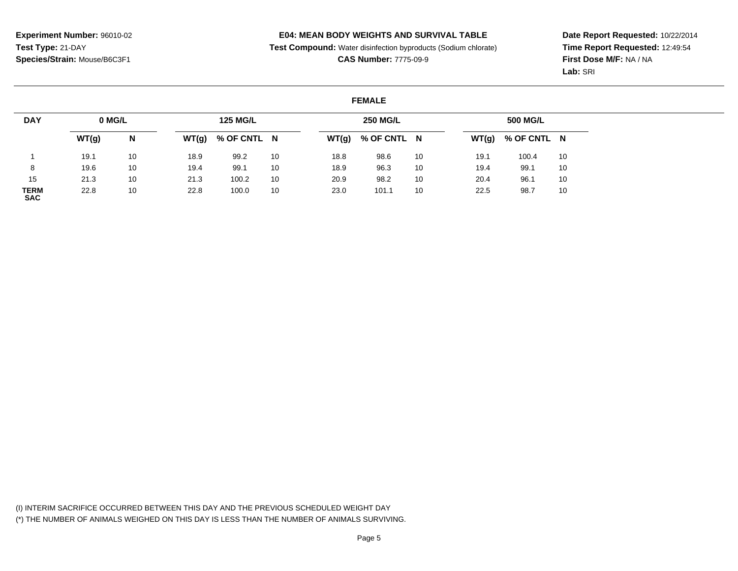**Experiment Number:** 96010-02
**Test Type:** 21-DAY
**Species/Strain:** Mouse/B6C3F1

**E04: MEAN BODY WEIGHTS AND SURVIVAL TABLE**
**Test Compound:** Water disinfection byproducts (Sodium chlorate)
**CAS Number:** 7775-09-9

**Date Report Requested:** 10/22/2014
**Time Report Requested:** 12:49:54
**First Dose M/F:** NA / NA
**Lab:** SRI

**FEMALE**

| DAY | 0 MG/L | | 125 MG/L | | | 250 MG/L | | | 500 MG/L | | |
|---|---|---|---|---|---|---|---|---|---|---|---|
| | WT(g) | N | WT(g) | % OF CNTL | N | WT(g) | % OF CNTL | N | WT(g) | % OF CNTL | N |
| 1 | 19.1 | 10 | 18.9 | 99.2 | 10 | 18.8 | 98.6 | 10 | 19.1 | 100.4 | 10 |
| 8 | 19.6 | 10 | 19.4 | 99.1 | 10 | 18.9 | 96.3 | 10 | 19.4 | 99.1 | 10 |
| 15 | 21.3 | 10 | 21.3 | 100.2 | 10 | 20.9 | 98.2 | 10 | 20.4 | 96.1 | 10 |
| TERM SAC | 22.8 | 10 | 22.8 | 100.0 | 10 | 23.0 | 101.1 | 10 | 22.5 | 98.7 | 10 |

(I) INTERIM SACRIFICE OCCURRED BETWEEN THIS DAY AND THE PREVIOUS SCHEDULED WEIGHT DAY
(*) THE NUMBER OF ANIMALS WEIGHED ON THIS DAY IS LESS THAN THE NUMBER OF ANIMALS SURVIVING.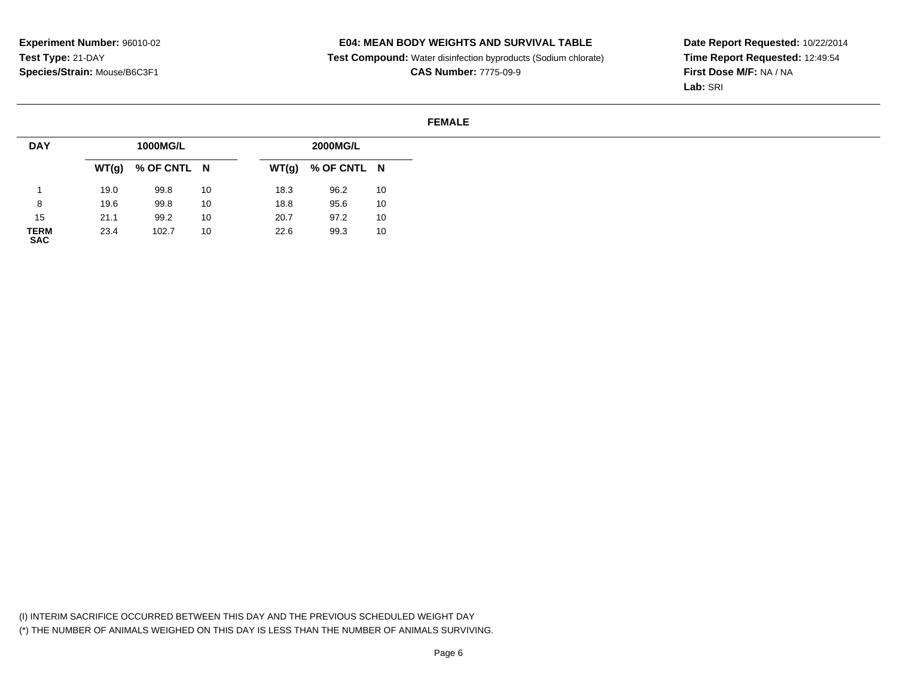**Experiment Number:** 96010-02
**Test Type:** 21-DAY
**Species/Strain:** Mouse/B6C3F1

**E04: MEAN BODY WEIGHTS AND SURVIVAL TABLE**
**Test Compound:** Water disinfection byproducts (Sodium chlorate)
**CAS Number:** 7775-09-9

**Date Report Requested:** 10/22/2014
**Time Report Requested:** 12:49:54
**First Dose M/F:** NA / NA
**Lab:** SRI

**FEMALE**

| DAY | 1000MG/L | | | 2000MG/L | | |
|---|---|---|---|---|---|---|
| | WT(g) | % OF CNTL | N | WT(g) | % OF CNTL | N |
| 1 | 19.0 | 99.8 | 10 | 18.3 | 96.2 | 10 |
| 8 | 19.6 | 99.8 | 10 | 18.8 | 95.6 | 10 |
| 15 | 21.1 | 99.2 | 10 | 20.7 | 97.2 | 10 |
| TERM SAC | 23.4 | 102.7 | 10 | 22.6 | 99.3 | 10 |

(I) INTERIM SACRIFICE OCCURRED BETWEEN THIS DAY AND THE PREVIOUS SCHEDULED WEIGHT DAY
(*) THE NUMBER OF ANIMALS WEIGHED ON THIS DAY IS LESS THAN THE NUMBER OF ANIMALS SURVIVING.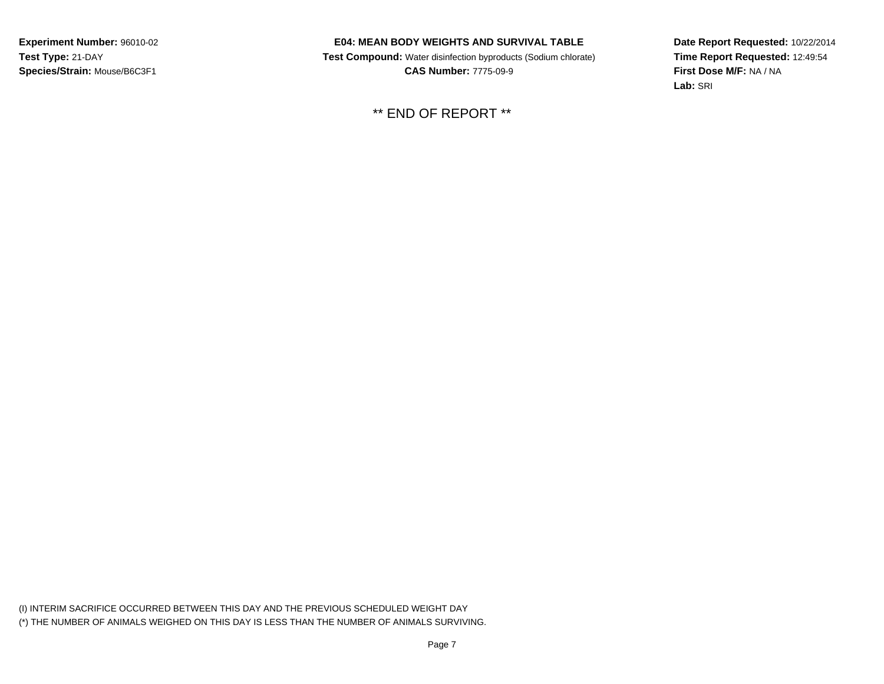**Experiment Number:** 96010-02
**Test Type:** 21-DAY
**Species/Strain:** Mouse/B6C3F1

**E04: MEAN BODY WEIGHTS AND SURVIVAL TABLE**
**Test Compound:** Water disinfection byproducts (Sodium chlorate)
**CAS Number:** 7775-09-9

**Date Report Requested:** 10/22/2014
**Time Report Requested:** 12:49:54
**First Dose M/F:** NA / NA
**Lab:** SRI

** END OF REPORT **

(I) INTERIM SACRIFICE OCCURRED BETWEEN THIS DAY AND THE PREVIOUS SCHEDULED WEIGHT DAY
(*) THE NUMBER OF ANIMALS WEIGHED ON THIS DAY IS LESS THAN THE NUMBER OF ANIMALS SURVIVING.